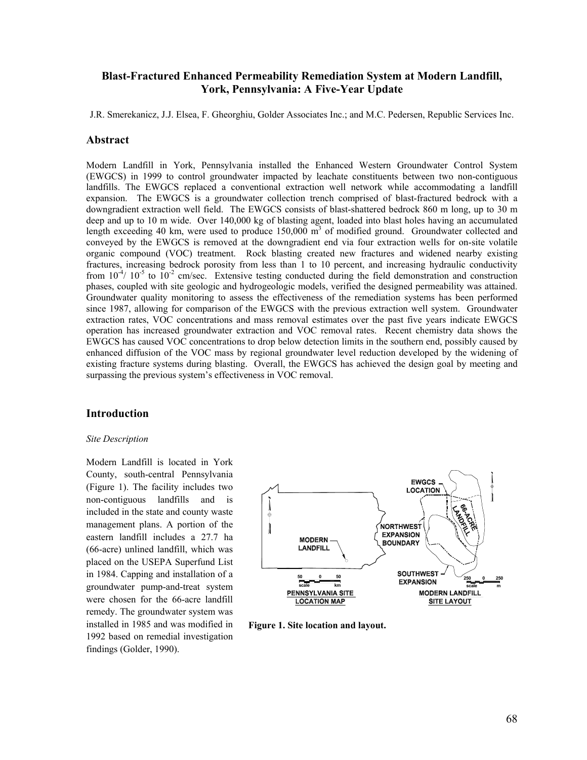# Blast-Fractured Enhanced Permeability Remediation System at Modern Landfill, York, Pennsylvania: A Five-Year Update

J.R. Smerekanicz, J.J. Elsea, F. Gheorghiu, Golder Associates Inc.; and M.C. Pedersen, Republic Services Inc.

## Abstract

Modern Landfill in York, Pennsylvania installed the Enhanced Western Groundwater Control System (EWGCS) in 1999 to control groundwater impacted by leachate constituents between two non-contiguous landfills. The EWGCS replaced a conventional extraction well network while accommodating a landfill expansion. The EWGCS is a groundwater collection trench comprised of blast-fractured bedrock with a downgradient extraction well field. The EWGCS consists of blast-shattered bedrock 860 m long, up to 30 m deep and up to 10 m wide. Over 140,000 kg of blasting agent, loaded into blast holes having an accumulated length exceeding 40 km, were used to produce 150,000 $m^3$ of modified ground. Groundwater collected and conveyed by the EWGCS is removed at the downgradient end via four extraction wells for on-site volatile organic compound (VOC) treatment. Rock blasting created new fractures and widened nearby existing fractures, increasing bedrock porosity from less than 1 to 10 percent, and increasing hydraulic conductivity from $10^{-4}$/ $10^{-5}$ to $10^{-2}$ cm/sec. Extensive testing conducted during the field demonstration and construction phases, coupled with site geologic and hydrogeologic models, verified the designed permeability was attained. Groundwater quality monitoring to assess the effectiveness of the remediation systems has been performed since 1987, allowing for comparison of the EWGCS with the previous extraction well system. Groundwater extraction rates, VOC concentrations and mass removal estimates over the past five years indicate EWGCS operation has increased groundwater extraction and VOC removal rates. Recent chemistry data shows the EWGCS has caused VOC concentrations to drop below detection limits in the southern end, possibly caused by enhanced diffusion of the VOC mass by regional groundwater level reduction developed by the widening of existing fracture systems during blasting. Overall, the EWGCS has achieved the design goal by meeting and surpassing the previous system's effectiveness in VOC removal.

## Introduction

### *Site Description*

Modern Landfill is located in York County, south-central Pennsylvania (Figure 1). The facility includes two non-contiguous landfills and is included in the state and county waste management plans. A portion of the eastern landfill includes a 27.7 ha (66-acre) unlined landfill, which was placed on the USEPA Superfund List in 1984. Capping and installation of a groundwater pump-and-treat system were chosen for the 66-acre landfill remedy. The groundwater system was installed in 1985 and was modified in 1992 based on remedial investigation findings (Golder, 1990).

**Figure 1. Site location and layout.**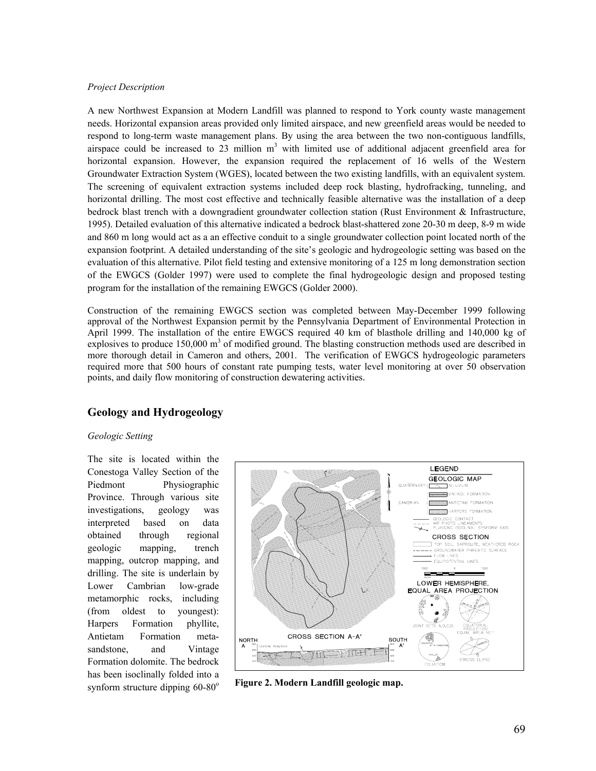*Project Description*

A new Northwest Expansion at Modern Landfill was planned to respond to York county waste management needs. Horizontal expansion areas provided only limited airspace, and new greenfield areas would be needed to respond to long-term waste management plans. By using the area between the two non-contiguous landfills, airspace could be increased to 23 million m$^3$ with limited use of additional adjacent greenfield area for horizontal expansion. However, the expansion required the replacement of 16 wells of the Western Groundwater Extraction System (WGES), located between the two existing landfills, with an equivalent system. The screening of equivalent extraction systems included deep rock blasting, hydrofracking, tunneling, and horizontal drilling. The most cost effective and technically feasible alternative was the installation of a deep bedrock blast trench with a downgradient groundwater collection station (Rust Environment & Infrastructure, 1995). Detailed evaluation of this alternative indicated a bedrock blast-shattered zone 20-30 m deep, 8-9 m wide and 860 m long would act as a an effective conduit to a single groundwater collection point located north of the expansion footprint. A detailed understanding of the site's geologic and hydrogeologic setting was based on the evaluation of this alternative. Pilot field testing and extensive monitoring of a 125 m long demonstration section of the EWGCS (Golder 1997) were used to complete the final hydrogeologic design and proposed testing program for the installation of the remaining EWGCS (Golder 2000).

Construction of the remaining EWGCS section was completed between May-December 1999 following approval of the Northwest Expansion permit by the Pennsylvania Department of Environmental Protection in April 1999. The installation of the entire EWGCS required 40 km of blasthole drilling and 140,000 kg of explosives to produce 150,000 m$^3$ of modified ground. The blasting construction methods used are described in more thorough detail in Cameron and others, 2001. The verification of EWGCS hydrogeologic parameters required more that 500 hours of constant rate pumping tests, water level monitoring at over 50 observation points, and daily flow monitoring of construction dewatering activities.

## Geology and Hydrogeology

*Geologic Setting*

The site is located within the Conestoga Valley Section of the Piedmont Physiographic Province. Through various site investigations, geology was interpreted based on data obtained through regional geologic mapping, trench mapping, outcrop mapping, and drilling. The site is underlain by Lower Cambrian low-grade metamorphic rocks, including (from oldest to youngest): Harpers Formation phyllite, Antietam Formation meta-sandstone, and Vintage Formation dolomite. The bedrock has been isoclinally folded into a synform structure dipping 60-80°

**Figure 2. Modern Landfill geologic map.**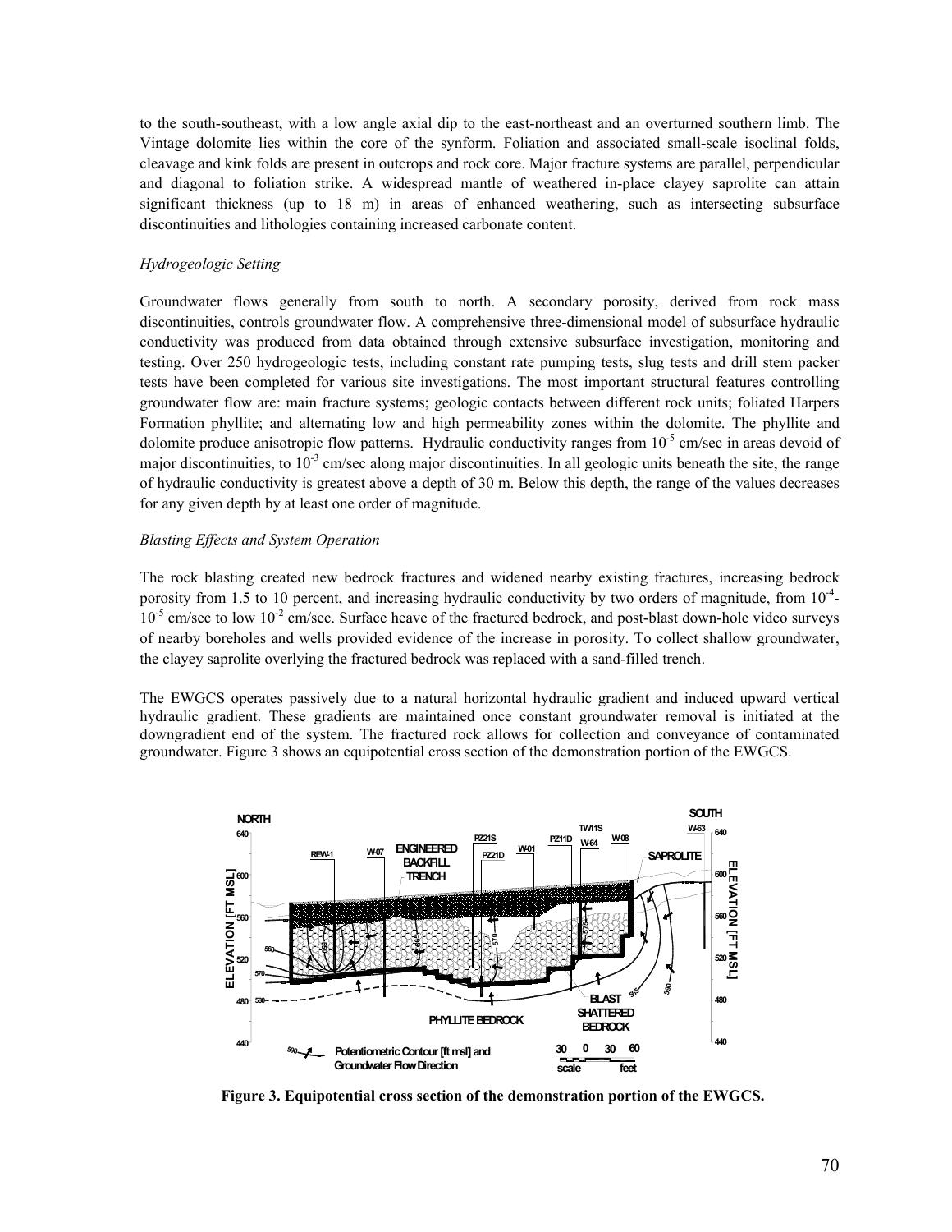to the south-southeast, with a low angle axial dip to the east-northeast and an overturned southern limb. The Vintage dolomite lies within the core of the synform. Foliation and associated small-scale isoclinal folds, cleavage and kink folds are present in outcrops and rock core. Major fracture systems are parallel, perpendicular and diagonal to foliation strike. A widespread mantle of weathered in-place clayey saprolite can attain significant thickness (up to 18 m) in areas of enhanced weathering, such as intersecting subsurface discontinuities and lithologies containing increased carbonate content.

*Hydrogeologic Setting*

Groundwater flows generally from south to north. A secondary porosity, derived from rock mass discontinuities, controls groundwater flow. A comprehensive three-dimensional model of subsurface hydraulic conductivity was produced from data obtained through extensive subsurface investigation, monitoring and testing. Over 250 hydrogeologic tests, including constant rate pumping tests, slug tests and drill stem packer tests have been completed for various site investigations. The most important structural features controlling groundwater flow are: main fracture systems; geologic contacts between different rock units; foliated Harpers Formation phyllite; and alternating low and high permeability zones within the dolomite. The phyllite and dolomite produce anisotropic flow patterns. Hydraulic conductivity ranges from $10^{-5}$ cm/sec in areas devoid of major discontinuities, to $10^{-3}$ cm/sec along major discontinuities. In all geologic units beneath the site, the range of hydraulic conductivity is greatest above a depth of 30 m. Below this depth, the range of the values decreases for any given depth by at least one order of magnitude.

*Blasting Effects and System Operation*

The rock blasting created new bedrock fractures and widened nearby existing fractures, increasing bedrock porosity from 1.5 to 10 percent, and increasing hydraulic conductivity by two orders of magnitude, from $10^{-4}$-$10^{-5}$ cm/sec to low $10^{-2}$ cm/sec. Surface heave of the fractured bedrock, and post-blast down-hole video surveys of nearby boreholes and wells provided evidence of the increase in porosity. To collect shallow groundwater, the clayey saprolite overlying the fractured bedrock was replaced with a sand-filled trench.

The EWGCS operates passively due to a natural horizontal hydraulic gradient and induced upward vertical hydraulic gradient. These gradients are maintained once constant groundwater removal is initiated at the downgradient end of the system. The fractured rock allows for collection and conveyance of contaminated groundwater. Figure 3 shows an equipotential cross section of the demonstration portion of the EWGCS.

**Figure 3. Equipotential cross section of the demonstration portion of the EWGCS.**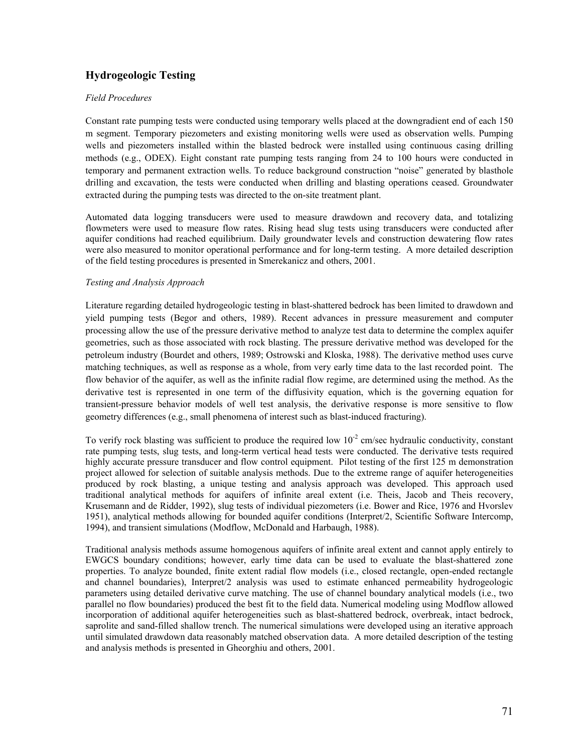## Hydrogeologic Testing

*Field Procedures*

Constant rate pumping tests were conducted using temporary wells placed at the downgradient end of each 150 m segment. Temporary piezometers and existing monitoring wells were used as observation wells. Pumping wells and piezometers installed within the blasted bedrock were installed using continuous casing drilling methods (e.g., ODEX). Eight constant rate pumping tests ranging from 24 to 100 hours were conducted in temporary and permanent extraction wells. To reduce background construction "noise" generated by blasthole drilling and excavation, the tests were conducted when drilling and blasting operations ceased. Groundwater extracted during the pumping tests was directed to the on-site treatment plant.

Automated data logging transducers were used to measure drawdown and recovery data, and totalizing flowmeters were used to measure flow rates. Rising head slug tests using transducers were conducted after aquifer conditions had reached equilibrium. Daily groundwater levels and construction dewatering flow rates were also measured to monitor operational performance and for long-term testing. A more detailed description of the field testing procedures is presented in Smerekanicz and others, 2001.

*Testing and Analysis Approach*

Literature regarding detailed hydrogeologic testing in blast-shattered bedrock has been limited to drawdown and yield pumping tests (Begor and others, 1989). Recent advances in pressure measurement and computer processing allow the use of the pressure derivative method to analyze test data to determine the complex aquifer geometries, such as those associated with rock blasting. The pressure derivative method was developed for the petroleum industry (Bourdet and others, 1989; Ostrowski and Kloska, 1988). The derivative method uses curve matching techniques, as well as response as a whole, from very early time data to the last recorded point. The flow behavior of the aquifer, as well as the infinite radial flow regime, are determined using the method. As the derivative test is represented in one term of the diffusivity equation, which is the governing equation for transient-pressure behavior models of well test analysis, the derivative response is more sensitive to flow geometry differences (e.g., small phenomena of interest such as blast-induced fracturing).

To verify rock blasting was sufficient to produce the required low $10^{-2}$ cm/sec hydraulic conductivity, constant rate pumping tests, slug tests, and long-term vertical head tests were conducted. The derivative tests required highly accurate pressure transducer and flow control equipment. Pilot testing of the first 125 m demonstration project allowed for selection of suitable analysis methods. Due to the extreme range of aquifer heterogeneities produced by rock blasting, a unique testing and analysis approach was developed. This approach used traditional analytical methods for aquifers of infinite areal extent (i.e. Theis, Jacob and Theis recovery, Krusemann and de Ridder, 1992), slug tests of individual piezometers (i.e. Bower and Rice, 1976 and Hvorslev 1951), analytical methods allowing for bounded aquifer conditions (Interpret/2, Scientific Software Intercomp, 1994), and transient simulations (Modflow, McDonald and Harbaugh, 1988).

Traditional analysis methods assume homogenous aquifers of infinite areal extent and cannot apply entirely to EWGCS boundary conditions; however, early time data can be used to evaluate the blast-shattered zone properties. To analyze bounded, finite extent radial flow models (i.e., closed rectangle, open-ended rectangle and channel boundaries), Interpret/2 analysis was used to estimate enhanced permeability hydrogeologic parameters using detailed derivative curve matching. The use of channel boundary analytical models (i.e., two parallel no flow boundaries) produced the best fit to the field data. Numerical modeling using Modflow allowed incorporation of additional aquifer heterogeneities such as blast-shattered bedrock, overbreak, intact bedrock, saprolite and sand-filled shallow trench. The numerical simulations were developed using an iterative approach until simulated drawdown data reasonably matched observation data. A more detailed description of the testing and analysis methods is presented in Gheorghiu and others, 2001.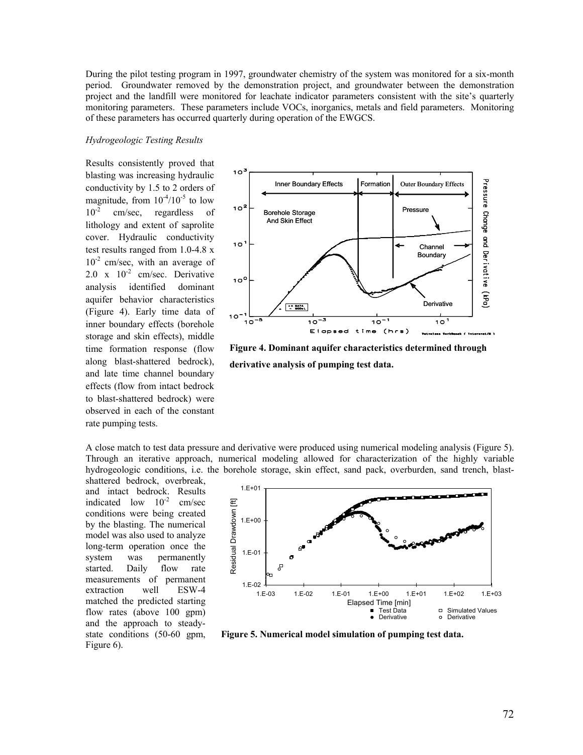During the pilot testing program in 1997, groundwater chemistry of the system was monitored for a six-month period. Groundwater removed by the demonstration project, and groundwater between the demonstration project and the landfill were monitored for leachate indicator parameters consistent with the site's quarterly monitoring parameters. These parameters include VOCs, inorganics, metals and field parameters. Monitoring of these parameters has occurred quarterly during operation of the EWGCS.

*Hydrogeologic Testing Results*

Results consistently proved that blasting was increasing hydraulic conductivity by 1.5 to 2 orders of magnitude, from $10^{-4}/10^{-5}$ to low $10^{-2}$ cm/sec, regardless of lithology and extent of saprolite cover. Hydraulic conductivity test results ranged from 1.0-4.8 x $10^{-2}$ cm/sec, with an average of 2.0 x $10^{-2}$ cm/sec. Derivative analysis identified dominant aquifer behavior characteristics (Figure 4). Early time data of inner boundary effects (borehole storage and skin effects), middle time formation response (flow along blast-shattered bedrock), and late time channel boundary effects (flow from intact bedrock to blast-shattered bedrock) were observed in each of the constant rate pumping tests.

**Figure 4. Dominant aquifer characteristics determined through derivative analysis of pumping test data.**

A close match to test data pressure and derivative were produced using numerical modeling analysis (Figure 5). Through an iterative approach, numerical modeling allowed for characterization of the highly variable hydrogeologic conditions, i.e. the borehole storage, skin effect, sand pack, overburden, sand trench, blast-shattered bedrock, overbreak, and intact bedrock. Results indicated low $10^{-2}$ cm/sec conditions were being created by the blasting. The numerical model was also used to analyze long-term operation once the system was permanently started. Daily flow rate measurements of permanent extraction well ESW-4 matched the predicted starting flow rates (above 100 gpm) and the approach to steady-state conditions (50-60 gpm, Figure 6).

**Figure 5. Numerical model simulation of pumping test data.**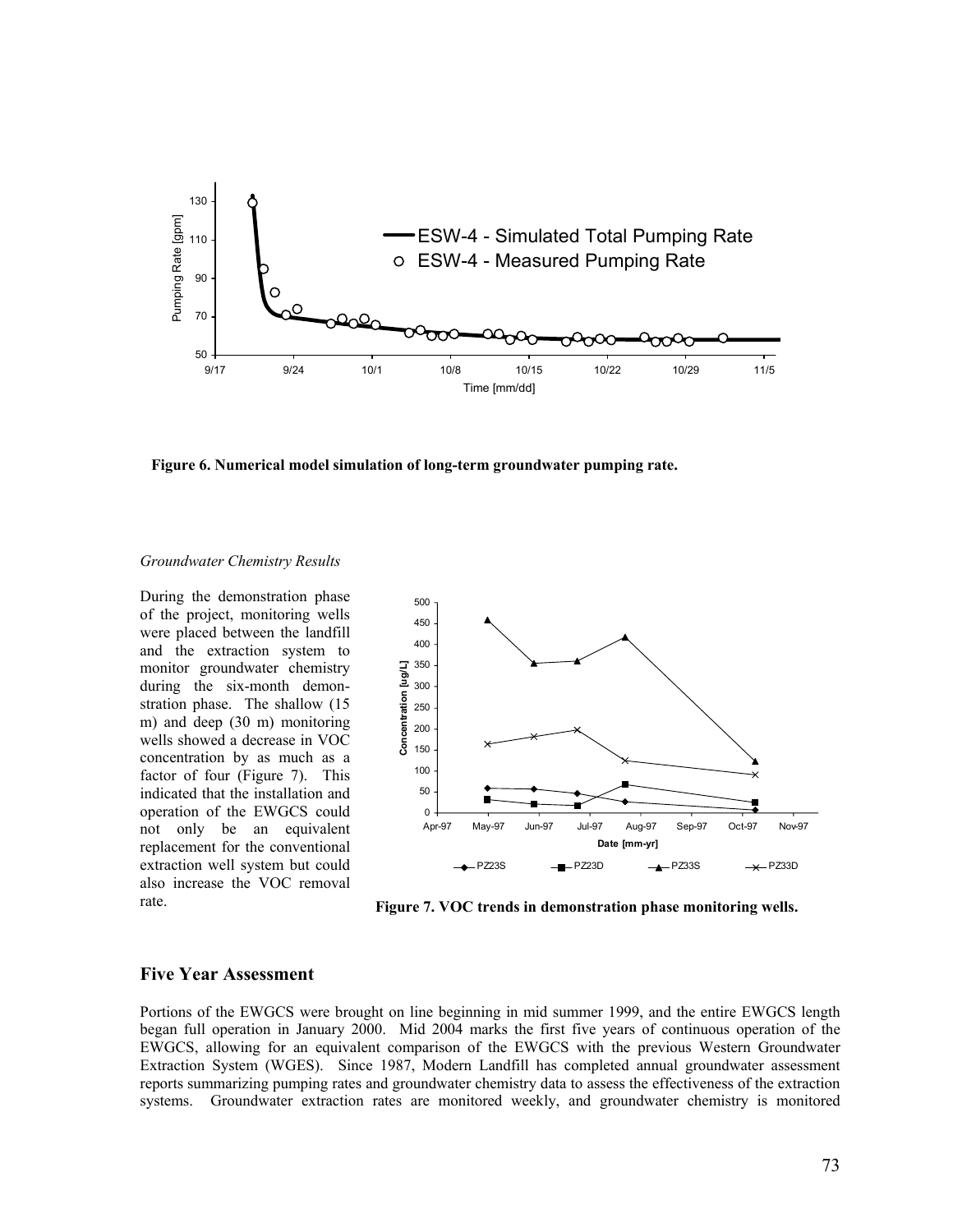Figure 6. Numerical model simulation of long-term groundwater pumping rate.

*Groundwater Chemistry Results*

During the demonstration phase of the project, monitoring wells were placed between the landfill and the extraction system to monitor groundwater chemistry during the six-month demonstration phase. The shallow (15 m) and deep (30 m) monitoring wells showed a decrease in VOC concentration by as much as a factor of four (Figure 7). This indicated that the installation and operation of the EWGCS could not only be an equivalent replacement for the conventional extraction well system but could also increase the VOC removal rate.

Figure 7. VOC trends in demonstration phase monitoring wells.

## Five Year Assessment

Portions of the EWGCS were brought on line beginning in mid summer 1999, and the entire EWGCS length began full operation in January 2000. Mid 2004 marks the first five years of continuous operation of the EWGCS, allowing for an equivalent comparison of the EWGCS with the previous Western Groundwater Extraction System (WGES). Since 1987, Modern Landfill has completed annual groundwater assessment reports summarizing pumping rates and groundwater chemistry data to assess the effectiveness of the extraction systems. Groundwater extraction rates are monitored weekly, and groundwater chemistry is monitored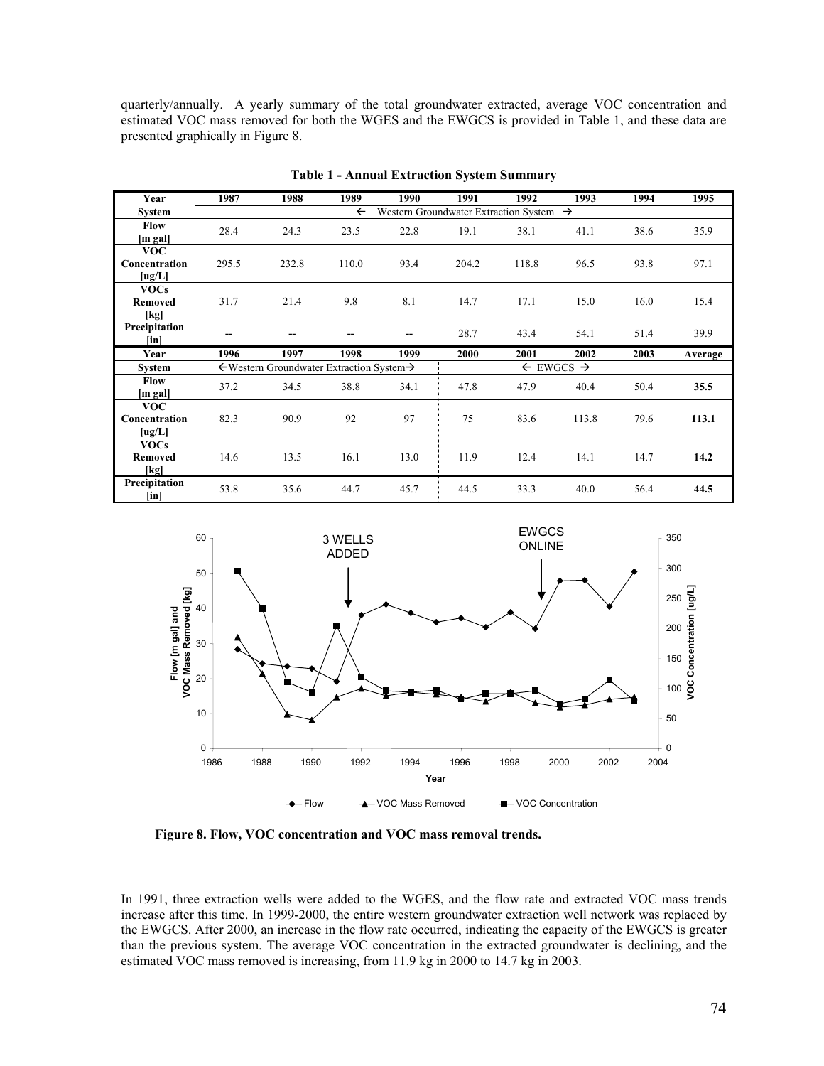quarterly/annually. A yearly summary of the total groundwater extracted, average VOC concentration and estimated VOC mass removed for both the WGES and the EWGCS is provided in Table 1, and these data are presented graphically in Figure 8.

**Table 1 - Annual Extraction System Summary**

| Year | 1987 | 1988 | 1989 | 1990 | 1991 | 1992 | 1993 | 1994 | 1995 |
|---|---|---|---|---|---|---|---|---|---|
| System | ← Western Groundwater Extraction System → | | | | | | | | |
| Flow [m gal] | 28.4 | 24.3 | 23.5 | 22.8 | 19.1 | 38.1 | 41.1 | 38.6 | 35.9 |
| VOC Concentration [ug/L] | 295.5 | 232.8 | 110.0 | 93.4 | 204.2 | 118.8 | 96.5 | 93.8 | 97.1 |
| VOCs Removed [kg] | 31.7 | 21.4 | 9.8 | 8.1 | 14.7 | 17.1 | 15.0 | 16.0 | 15.4 |
| Precipitation [in] | -- | -- | -- | -- | 28.7 | 43.4 | 54.1 | 51.4 | 39.9 |
| **Year** | **1996** | **1997** | **1998** | **1999** | **2000** | **2001** | **2002** | **2003** | **Average** |
| System | ←Western Groundwater Extraction System→ | | | | ← EWGCS → | | | | |
| Flow [m gal] | 37.2 | 34.5 | 38.8 | 34.1 | 47.8 | 47.9 | 40.4 | 50.4 | **35.5** |
| VOC Concentration [ug/L] | 82.3 | 90.9 | 92 | 97 | 75 | 83.6 | 113.8 | 79.6 | **113.1** |
| VOCs Removed [kg] | 14.6 | 13.5 | 16.1 | 13.0 | 11.9 | 12.4 | 14.1 | 14.7 | **14.2** |
| Precipitation [in] | 53.8 | 35.6 | 44.7 | 45.7 | 44.5 | 33.3 | 40.0 | 56.4 | **44.5** |

**Figure 8. Flow, VOC concentration and VOC mass removal trends.**

In 1991, three extraction wells were added to the WGES, and the flow rate and extracted VOC mass trends increase after this time. In 1999-2000, the entire western groundwater extraction well network was replaced by the EWGCS. After 2000, an increase in the flow rate occurred, indicating the capacity of the EWGCS is greater than the previous system. The average VOC concentration in the extracted groundwater is declining, and the estimated VOC mass removed is increasing, from 11.9 kg in 2000 to 14.7 kg in 2003.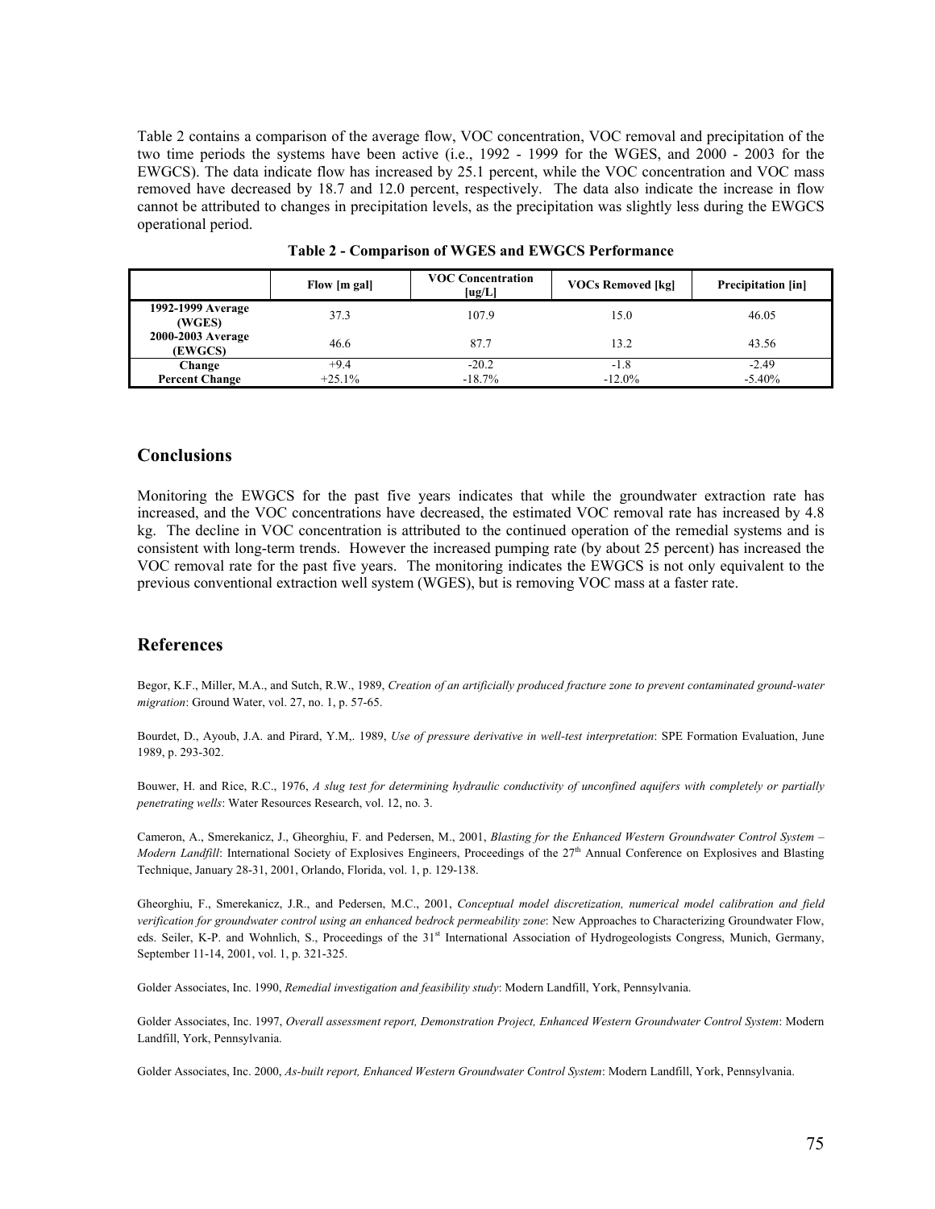Table 2 contains a comparison of the average flow, VOC concentration, VOC removal and precipitation of the two time periods the systems have been active (i.e., 1992 - 1999 for the WGES, and 2000 - 2003 for the EWGCS). The data indicate flow has increased by 25.1 percent, while the VOC concentration and VOC mass removed have decreased by 18.7 and 12.0 percent, respectively. The data also indicate the increase in flow cannot be attributed to changes in precipitation levels, as the precipitation was slightly less during the EWGCS operational period.

**Table 2 - Comparison of WGES and EWGCS Performance**

| | Flow [m gal] | VOC Concentration [ug/L] | VOCs Removed [kg] | Precipitation [in] |
|---|---|---|---|---|
| **1992-1999 Average (WGES)** | 37.3 | 107.9 | 15.0 | 46.05 |
| **2000-2003 Average (EWGCS)** | 46.6 | 87.7 | 13.2 | 43.56 |
| **Change** | +9.4 | -20.2 | -1.8 | -2.49 |
| **Percent Change** | +25.1% | -18.7% | -12.0% | -5.40% |

## Conclusions

Monitoring the EWGCS for the past five years indicates that while the groundwater extraction rate has increased, and the VOC concentrations have decreased, the estimated VOC removal rate has increased by 4.8 kg. The decline in VOC concentration is attributed to the continued operation of the remedial systems and is consistent with long-term trends. However the increased pumping rate (by about 25 percent) has increased the VOC removal rate for the past five years. The monitoring indicates the EWGCS is not only equivalent to the previous conventional extraction well system (WGES), but is removing VOC mass at a faster rate.

## References

Begor, K.F., Miller, M.A., and Sutch, R.W., 1989, *Creation of an artificially produced fracture zone to prevent contaminated ground-water migration*: Ground Water, vol. 27, no. 1, p. 57-65.

Bourdet, D., Ayoub, J.A. and Pirard, Y.M,. 1989, *Use of pressure derivative in well-test interpretation*: SPE Formation Evaluation, June 1989, p. 293-302.

Bouwer, H. and Rice, R.C., 1976, *A slug test for determining hydraulic conductivity of unconfined aquifers with completely or partially penetrating wells*: Water Resources Research, vol. 12, no. 3.

Cameron, A., Smerekanicz, J., Gheorghiu, F. and Pedersen, M., 2001, *Blasting for the Enhanced Western Groundwater Control System – Modern Landfill*: International Society of Explosives Engineers, Proceedings of the 27th Annual Conference on Explosives and Blasting Technique, January 28-31, 2001, Orlando, Florida, vol. 1, p. 129-138.

Gheorghiu, F., Smerekanicz, J.R., and Pedersen, M.C., 2001, *Conceptual model discretization, numerical model calibration and field verification for groundwater control using an enhanced bedrock permeability zone*: New Approaches to Characterizing Groundwater Flow, eds. Seiler, K-P. and Wohnlich, S., Proceedings of the 31st International Association of Hydrogeologists Congress, Munich, Germany, September 11-14, 2001, vol. 1, p. 321-325.

Golder Associates, Inc. 1990, *Remedial investigation and feasibility study*: Modern Landfill, York, Pennsylvania.

Golder Associates, Inc. 1997, *Overall assessment report, Demonstration Project, Enhanced Western Groundwater Control System*: Modern Landfill, York, Pennsylvania.

Golder Associates, Inc. 2000, *As-built report, Enhanced Western Groundwater Control System*: Modern Landfill, York, Pennsylvania.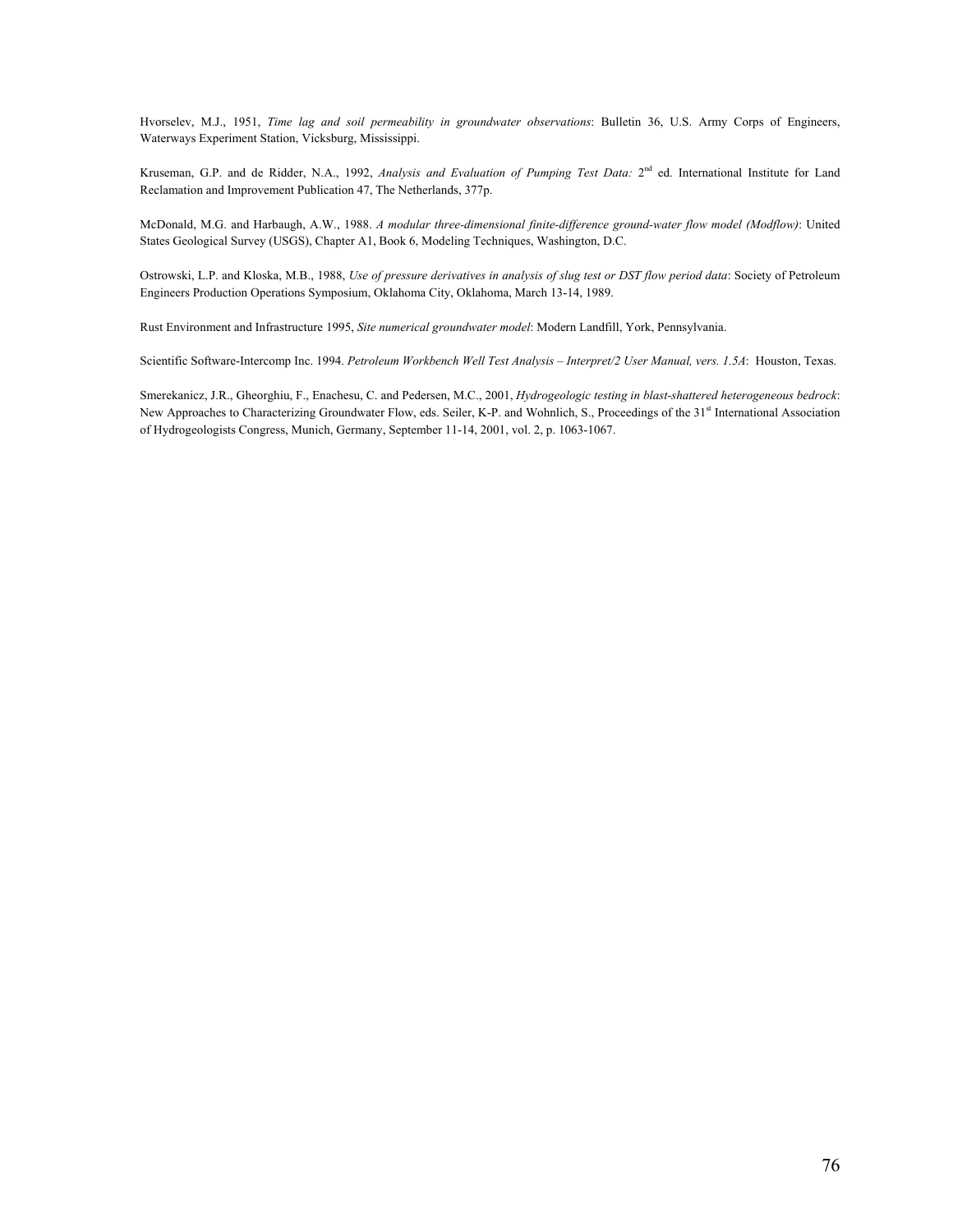Hvorselev, M.J., 1951, *Time lag and soil permeability in groundwater observations*: Bulletin 36, U.S. Army Corps of Engineers, Waterways Experiment Station, Vicksburg, Mississippi.

Kruseman, G.P. and de Ridder, N.A., 1992, *Analysis and Evaluation of Pumping Test Data:* 2nd ed. International Institute for Land Reclamation and Improvement Publication 47, The Netherlands, 377p.

McDonald, M.G. and Harbaugh, A.W., 1988. *A modular three-dimensional finite-difference ground-water flow model (Modflow)*: United States Geological Survey (USGS), Chapter A1, Book 6, Modeling Techniques, Washington, D.C.

Ostrowski, L.P. and Kloska, M.B., 1988, *Use of pressure derivatives in analysis of slug test or DST flow period data*: Society of Petroleum Engineers Production Operations Symposium, Oklahoma City, Oklahoma, March 13-14, 1989.

Rust Environment and Infrastructure 1995, *Site numerical groundwater model*: Modern Landfill, York, Pennsylvania.

Scientific Software-Intercomp Inc. 1994. *Petroleum Workbench Well Test Analysis – Interpret/2 User Manual, vers. 1.5A*: Houston, Texas.

Smerekanicz, J.R., Gheorghiu, F., Enachesu, C. and Pedersen, M.C., 2001, *Hydrogeologic testing in blast-shattered heterogeneous bedrock*: New Approaches to Characterizing Groundwater Flow, eds. Seiler, K-P. and Wohnlich, S., Proceedings of the 31st International Association of Hydrogeologists Congress, Munich, Germany, September 11-14, 2001, vol. 2, p. 1063-1067.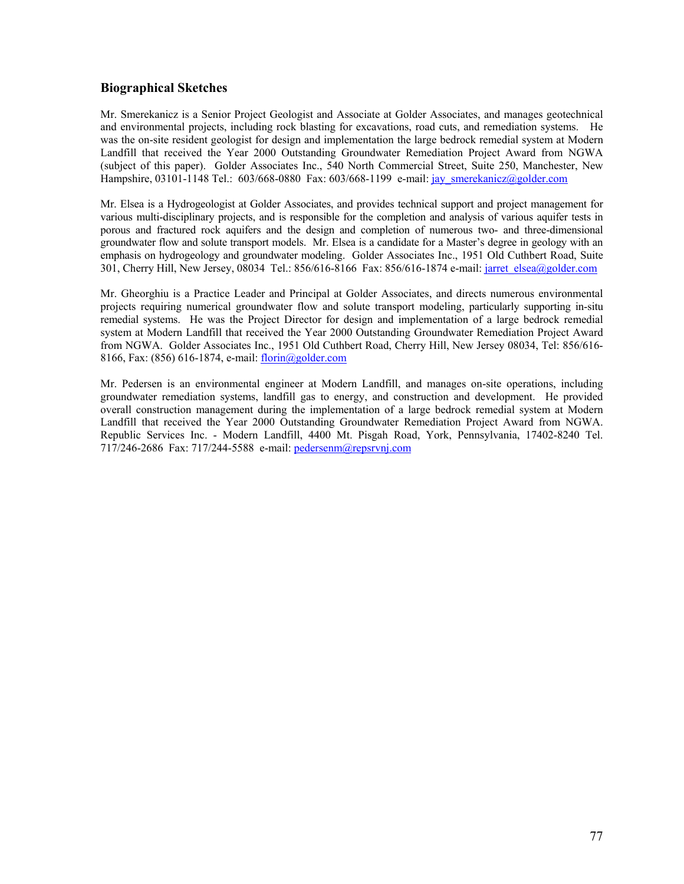## Biographical Sketches

Mr. Smerekanicz is a Senior Project Geologist and Associate at Golder Associates, and manages geotechnical and environmental projects, including rock blasting for excavations, road cuts, and remediation systems. He was the on-site resident geologist for design and implementation the large bedrock remedial system at Modern Landfill that received the Year 2000 Outstanding Groundwater Remediation Project Award from NGWA (subject of this paper). Golder Associates Inc., 540 North Commercial Street, Suite 250, Manchester, New Hampshire, 03101-1148 Tel.: 603/668-0880 Fax: 603/668-1199 e-mail: jay_smerekanicz@golder.com

Mr. Elsea is a Hydrogeologist at Golder Associates, and provides technical support and project management for various multi-disciplinary projects, and is responsible for the completion and analysis of various aquifer tests in porous and fractured rock aquifers and the design and completion of numerous two- and three-dimensional groundwater flow and solute transport models. Mr. Elsea is a candidate for a Master's degree in geology with an emphasis on hydrogeology and groundwater modeling. Golder Associates Inc., 1951 Old Cuthbert Road, Suite 301, Cherry Hill, New Jersey, 08034 Tel.: 856/616-8166 Fax: 856/616-1874 e-mail: jarret_elsea@golder.com

Mr. Gheorghiu is a Practice Leader and Principal at Golder Associates, and directs numerous environmental projects requiring numerical groundwater flow and solute transport modeling, particularly supporting in-situ remedial systems. He was the Project Director for design and implementation of a large bedrock remedial system at Modern Landfill that received the Year 2000 Outstanding Groundwater Remediation Project Award from NGWA. Golder Associates Inc., 1951 Old Cuthbert Road, Cherry Hill, New Jersey 08034, Tel: 856/616-8166, Fax: (856) 616-1874, e-mail: florin@golder.com

Mr. Pedersen is an environmental engineer at Modern Landfill, and manages on-site operations, including groundwater remediation systems, landfill gas to energy, and construction and development. He provided overall construction management during the implementation of a large bedrock remedial system at Modern Landfill that received the Year 2000 Outstanding Groundwater Remediation Project Award from NGWA. Republic Services Inc. - Modern Landfill, 4400 Mt. Pisgah Road, York, Pennsylvania, 17402-8240 Tel. 717/246-2686 Fax: 717/244-5588 e-mail: pedersenm@repsrvnj.com